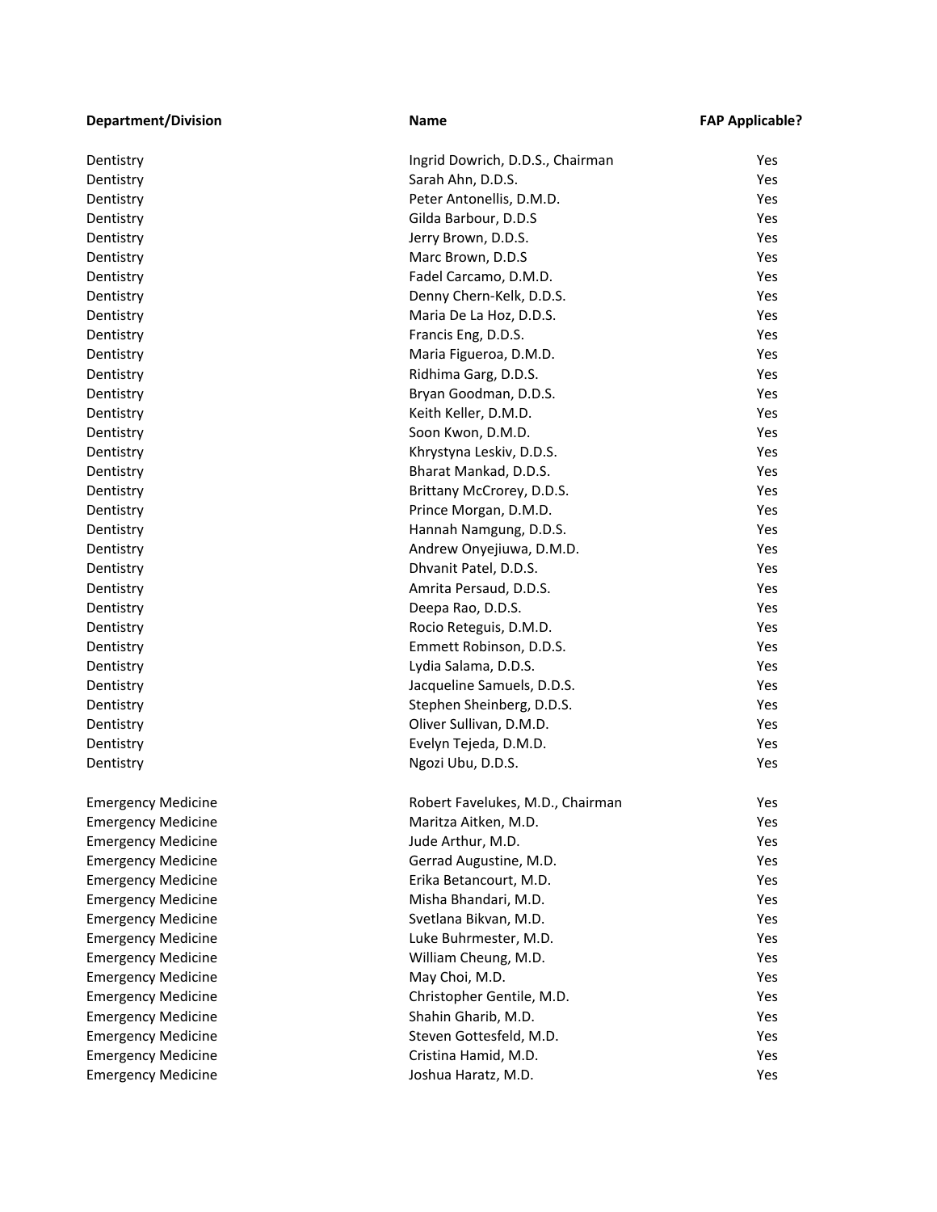| Department/Division | Name | FAP Applicable? |
| --- | --- | --- |
| Dentistry | Ingrid Dowrich, D.D.S., Chairman | Yes |
| Dentistry | Sarah Ahn, D.D.S. | Yes |
| Dentistry | Peter Antonellis, D.M.D. | Yes |
| Dentistry | Gilda Barbour, D.D.S | Yes |
| Dentistry | Jerry Brown, D.D.S. | Yes |
| Dentistry | Marc Brown, D.D.S | Yes |
| Dentistry | Fadel Carcamo, D.M.D. | Yes |
| Dentistry | Denny Chern-Kelk, D.D.S. | Yes |
| Dentistry | Maria De La Hoz, D.D.S. | Yes |
| Dentistry | Francis Eng, D.D.S. | Yes |
| Dentistry | Maria Figueroa, D.M.D. | Yes |
| Dentistry | Ridhima Garg, D.D.S. | Yes |
| Dentistry | Bryan Goodman, D.D.S. | Yes |
| Dentistry | Keith Keller, D.M.D. | Yes |
| Dentistry | Soon Kwon, D.M.D. | Yes |
| Dentistry | Khrystyna Leskiv, D.D.S. | Yes |
| Dentistry | Bharat Mankad, D.D.S. | Yes |
| Dentistry | Brittany McCrorey, D.D.S. | Yes |
| Dentistry | Prince Morgan, D.M.D. | Yes |
| Dentistry | Hannah Namgung, D.D.S. | Yes |
| Dentistry | Andrew Onyejiuwa, D.M.D. | Yes |
| Dentistry | Dhvanit Patel, D.D.S. | Yes |
| Dentistry | Amrita Persaud, D.D.S. | Yes |
| Dentistry | Deepa Rao, D.D.S. | Yes |
| Dentistry | Rocio Reteguis, D.M.D. | Yes |
| Dentistry | Emmett Robinson, D.D.S. | Yes |
| Dentistry | Lydia Salama, D.D.S. | Yes |
| Dentistry | Jacqueline Samuels, D.D.S. | Yes |
| Dentistry | Stephen Sheinberg, D.D.S. | Yes |
| Dentistry | Oliver Sullivan, D.M.D. | Yes |
| Dentistry | Evelyn Tejeda, D.M.D. | Yes |
| Dentistry | Ngozi Ubu, D.D.S. | Yes |
| Emergency Medicine | Robert Favelukes, M.D., Chairman | Yes |
| Emergency Medicine | Maritza Aitken, M.D. | Yes |
| Emergency Medicine | Jude Arthur, M.D. | Yes |
| Emergency Medicine | Gerrad Augustine, M.D. | Yes |
| Emergency Medicine | Erika Betancourt, M.D. | Yes |
| Emergency Medicine | Misha Bhandari, M.D. | Yes |
| Emergency Medicine | Svetlana Bikvan, M.D. | Yes |
| Emergency Medicine | Luke Buhrmester, M.D. | Yes |
| Emergency Medicine | William Cheung, M.D. | Yes |
| Emergency Medicine | May Choi, M.D. | Yes |
| Emergency Medicine | Christopher Gentile, M.D. | Yes |
| Emergency Medicine | Shahin Gharib, M.D. | Yes |
| Emergency Medicine | Steven Gottesfeld, M.D. | Yes |
| Emergency Medicine | Cristina Hamid, M.D. | Yes |
| Emergency Medicine | Joshua Haratz, M.D. | Yes |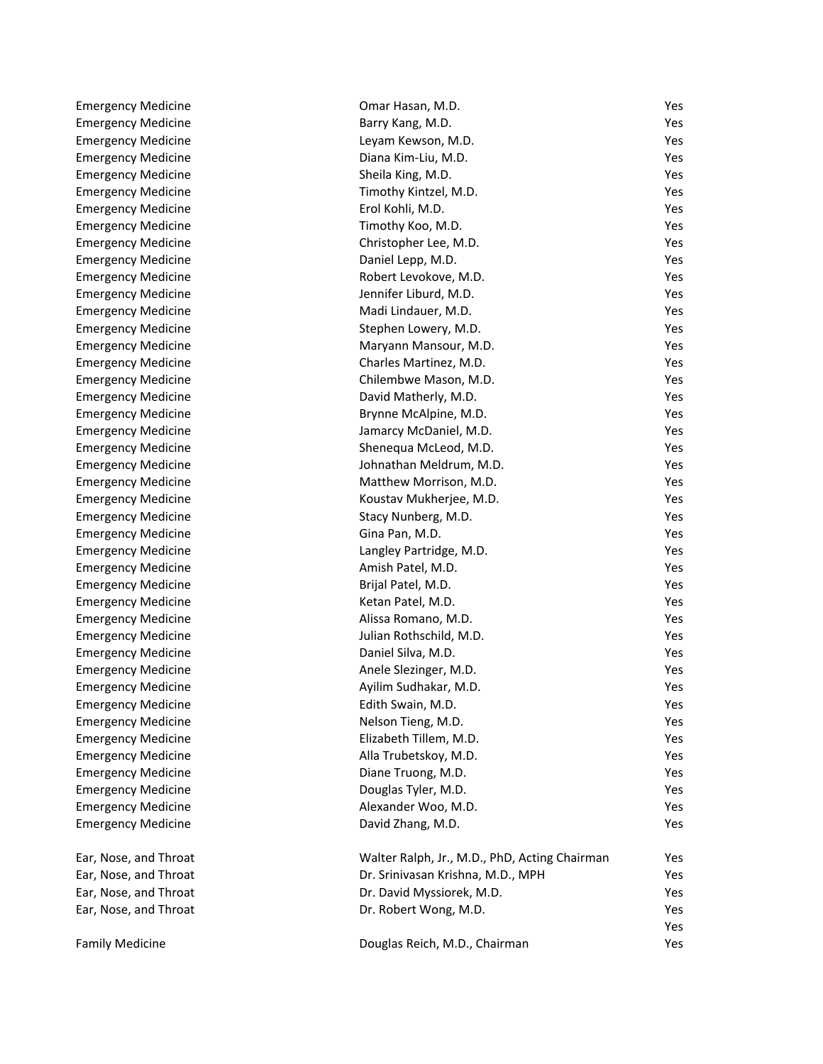| | | |
|---|---|---|
| Emergency Medicine | Omar Hasan, M.D. | Yes |
| Emergency Medicine | Barry Kang, M.D. | Yes |
| Emergency Medicine | Leyam Kewson, M.D. | Yes |
| Emergency Medicine | Diana Kim-Liu, M.D. | Yes |
| Emergency Medicine | Sheila King, M.D. | Yes |
| Emergency Medicine | Timothy Kintzel, M.D. | Yes |
| Emergency Medicine | Erol Kohli, M.D. | Yes |
| Emergency Medicine | Timothy Koo, M.D. | Yes |
| Emergency Medicine | Christopher Lee, M.D. | Yes |
| Emergency Medicine | Daniel Lepp, M.D. | Yes |
| Emergency Medicine | Robert Levokove, M.D. | Yes |
| Emergency Medicine | Jennifer Liburd, M.D. | Yes |
| Emergency Medicine | Madi Lindauer, M.D. | Yes |
| Emergency Medicine | Stephen Lowery, M.D. | Yes |
| Emergency Medicine | Maryann Mansour, M.D. | Yes |
| Emergency Medicine | Charles Martinez, M.D. | Yes |
| Emergency Medicine | Chilembwe Mason, M.D. | Yes |
| Emergency Medicine | David Matherly, M.D. | Yes |
| Emergency Medicine | Brynne McAlpine, M.D. | Yes |
| Emergency Medicine | Jamarcy McDaniel, M.D. | Yes |
| Emergency Medicine | Shenequa McLeod, M.D. | Yes |
| Emergency Medicine | Johnathan Meldrum, M.D. | Yes |
| Emergency Medicine | Matthew Morrison, M.D. | Yes |
| Emergency Medicine | Koustav Mukherjee, M.D. | Yes |
| Emergency Medicine | Stacy Nunberg, M.D. | Yes |
| Emergency Medicine | Gina Pan, M.D. | Yes |
| Emergency Medicine | Langley Partridge, M.D. | Yes |
| Emergency Medicine | Amish Patel, M.D. | Yes |
| Emergency Medicine | Brijal Patel, M.D. | Yes |
| Emergency Medicine | Ketan Patel, M.D. | Yes |
| Emergency Medicine | Alissa Romano, M.D. | Yes |
| Emergency Medicine | Julian Rothschild, M.D. | Yes |
| Emergency Medicine | Daniel Silva, M.D. | Yes |
| Emergency Medicine | Anele Slezinger, M.D. | Yes |
| Emergency Medicine | Ayilim Sudhakar, M.D. | Yes |
| Emergency Medicine | Edith Swain, M.D. | Yes |
| Emergency Medicine | Nelson Tieng, M.D. | Yes |
| Emergency Medicine | Elizabeth Tillem, M.D. | Yes |
| Emergency Medicine | Alla Trubetskoy, M.D. | Yes |
| Emergency Medicine | Diane Truong, M.D. | Yes |
| Emergency Medicine | Douglas Tyler, M.D. | Yes |
| Emergency Medicine | Alexander Woo, M.D. | Yes |
| Emergency Medicine | David Zhang, M.D. | Yes |
| | | |
| Ear, Nose, and Throat | Walter Ralph, Jr., M.D., PhD, Acting Chairman | Yes |
| Ear, Nose, and Throat | Dr. Srinivasan Krishna, M.D., MPH | Yes |
| Ear, Nose, and Throat | Dr. David Myssiorek, M.D. | Yes |
| Ear, Nose, and Throat | Dr. Robert Wong, M.D. | Yes |
| | | Yes |
| Family Medicine | Douglas Reich, M.D., Chairman | Yes |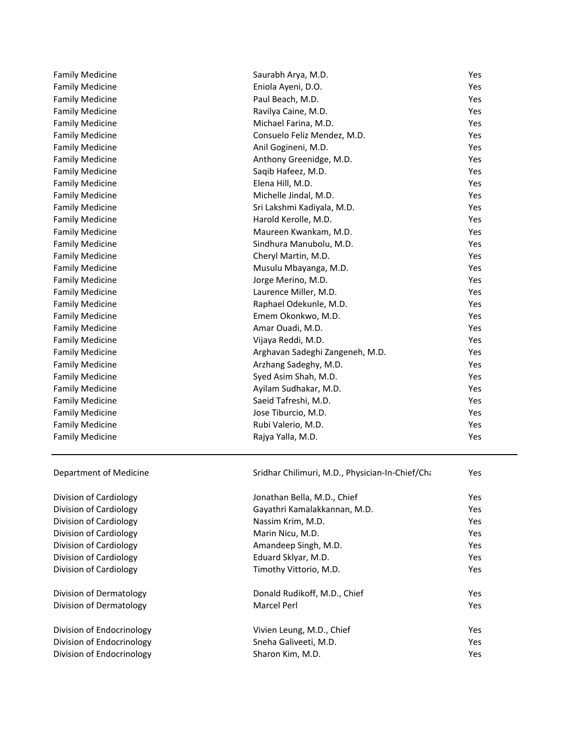| | | |
|---|---|---|
| Family Medicine | Saurabh Arya, M.D. | Yes |
| Family Medicine | Eniola Ayeni, D.O. | Yes |
| Family Medicine | Paul Beach, M.D. | Yes |
| Family Medicine | Ravilya Caine, M.D. | Yes |
| Family Medicine | Michael Farina, M.D. | Yes |
| Family Medicine | Consuelo Feliz Mendez, M.D. | Yes |
| Family Medicine | Anil Gogineni, M.D. | Yes |
| Family Medicine | Anthony Greenidge, M.D. | Yes |
| Family Medicine | Saqib Hafeez, M.D. | Yes |
| Family Medicine | Elena Hill, M.D. | Yes |
| Family Medicine | Michelle Jindal, M.D. | Yes |
| Family Medicine | Sri Lakshmi Kadiyala, M.D. | Yes |
| Family Medicine | Harold Kerolle, M.D. | Yes |
| Family Medicine | Maureen Kwankam, M.D. | Yes |
| Family Medicine | Sindhura Manubolu, M.D. | Yes |
| Family Medicine | Cheryl Martin, M.D. | Yes |
| Family Medicine | Musulu Mbayanga, M.D. | Yes |
| Family Medicine | Jorge Merino, M.D. | Yes |
| Family Medicine | Laurence Miller, M.D. | Yes |
| Family Medicine | Raphael Odekunle, M.D. | Yes |
| Family Medicine | Emem Okonkwo, M.D. | Yes |
| Family Medicine | Amar Ouadi, M.D. | Yes |
| Family Medicine | Vijaya Reddi, M.D. | Yes |
| Family Medicine | Arghavan Sadeghi Zangeneh, M.D. | Yes |
| Family Medicine | Arzhang Sadeghy, M.D. | Yes |
| Family Medicine | Syed Asim Shah, M.D. | Yes |
| Family Medicine | Ayilam Sudhakar, M.D. | Yes |
| Family Medicine | Saeid Tafreshi, M.D. | Yes |
| Family Medicine | Jose Tiburcio, M.D. | Yes |
| Family Medicine | Rubi Valerio, M.D. | Yes |
| Family Medicine | Rajya Yalla, M.D. | Yes |

---

| | | |
|---|---|---|
| Department of Medicine | Sridhar Chilimuri, M.D., Physician-In-Chief/Cha | Yes |
| | | |
| Division of Cardiology | Jonathan Bella, M.D., Chief | Yes |
| Division of Cardiology | Gayathri Kamalakkannan, M.D. | Yes |
| Division of Cardiology | Nassim Krim, M.D. | Yes |
| Division of Cardiology | Marin Nicu, M.D. | Yes |
| Division of Cardiology | Amandeep Singh, M.D. | Yes |
| Division of Cardiology | Eduard Sklyar, M.D. | Yes |
| Division of Cardiology | Timothy Vittorio, M.D. | Yes |
| | | |
| Division of Dermatology | Donald Rudikoff, M.D., Chief | Yes |
| Division of Dermatology | Marcel Perl | Yes |
| | | |
| Division of Endocrinology | Vivien Leung, M.D., Chief | Yes |
| Division of Endocrinology | Sneha Galiveeti, M.D. | Yes |
| Division of Endocrinology | Sharon Kim, M.D. | Yes |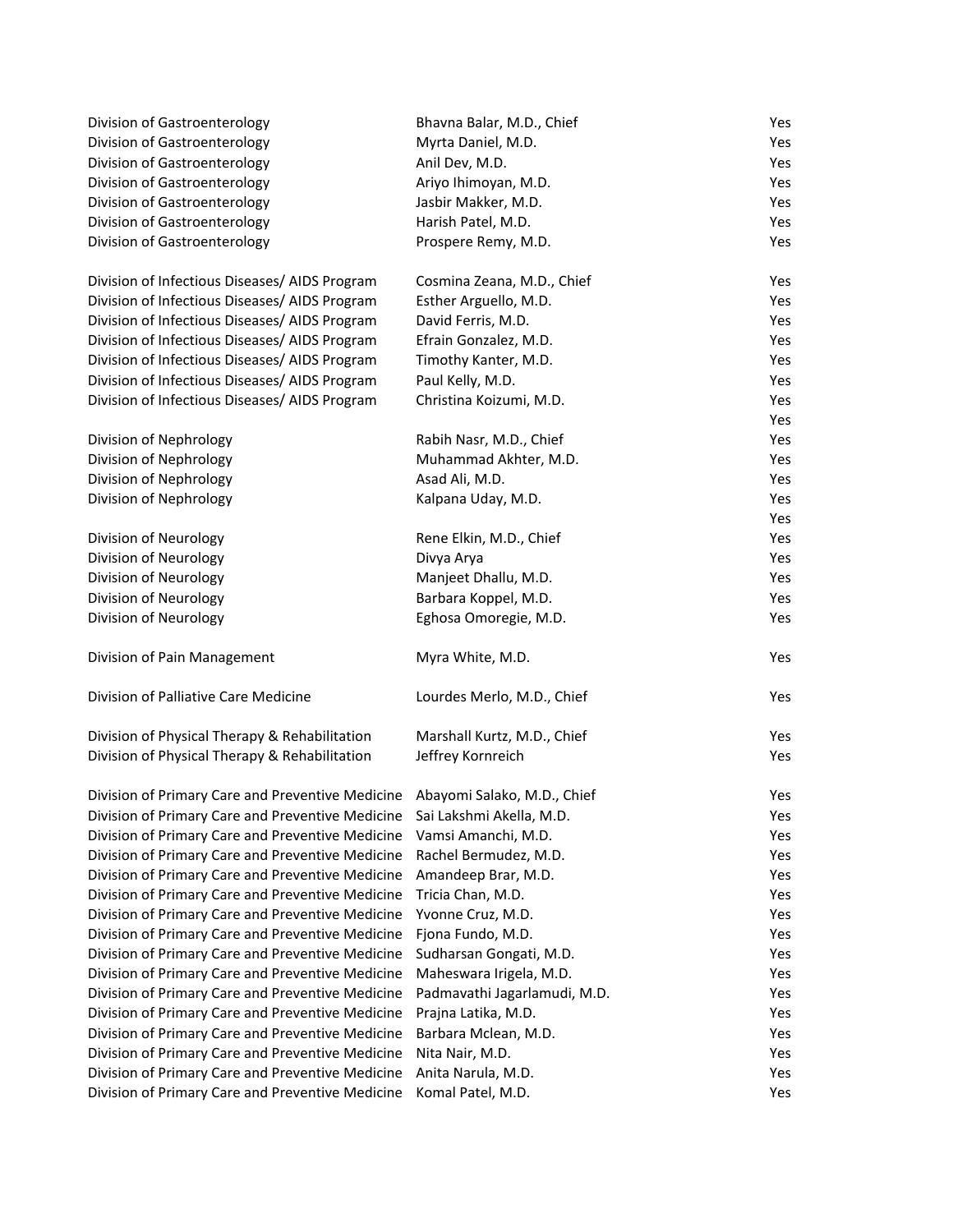| | | |
|---|---|---|
| Division of Gastroenterology | Bhavna Balar, M.D., Chief | Yes |
| Division of Gastroenterology | Myrta Daniel, M.D. | Yes |
| Division of Gastroenterology | Anil Dev, M.D. | Yes |
| Division of Gastroenterology | Ariyo Ihimoyan, M.D. | Yes |
| Division of Gastroenterology | Jasbir Makker, M.D. | Yes |
| Division of Gastroenterology | Harish Patel, M.D. | Yes |
| Division of Gastroenterology | Prospere Remy, M.D. | Yes |
| | | |
| Division of Infectious Diseases/ AIDS Program | Cosmina Zeana, M.D., Chief | Yes |
| Division of Infectious Diseases/ AIDS Program | Esther Arguello, M.D. | Yes |
| Division of Infectious Diseases/ AIDS Program | David Ferris, M.D. | Yes |
| Division of Infectious Diseases/ AIDS Program | Efrain Gonzalez, M.D. | Yes |
| Division of Infectious Diseases/ AIDS Program | Timothy Kanter, M.D. | Yes |
| Division of Infectious Diseases/ AIDS Program | Paul Kelly, M.D. | Yes |
| Division of Infectious Diseases/ AIDS Program | Christina Koizumi, M.D. | Yes |
| | | Yes |
| Division of Nephrology | Rabih Nasr, M.D., Chief | Yes |
| Division of Nephrology | Muhammad Akhter, M.D. | Yes |
| Division of Nephrology | Asad Ali, M.D. | Yes |
| Division of Nephrology | Kalpana Uday, M.D. | Yes |
| | | Yes |
| Division of Neurology | Rene Elkin, M.D., Chief | Yes |
| Division of Neurology | Divya Arya | Yes |
| Division of Neurology | Manjeet Dhallu, M.D. | Yes |
| Division of Neurology | Barbara Koppel, M.D. | Yes |
| Division of Neurology | Eghosa Omoregie, M.D. | Yes |
| | | |
| Division of Pain Management | Myra White, M.D. | Yes |
| | | |
| Division of Palliative Care Medicine | Lourdes Merlo, M.D., Chief | Yes |
| | | |
| Division of Physical Therapy & Rehabilitation | Marshall Kurtz, M.D., Chief | Yes |
| Division of Physical Therapy & Rehabilitation | Jeffrey Kornreich | Yes |
| | | |
| Division of Primary Care and Preventive Medicine | Abayomi Salako, M.D., Chief | Yes |
| Division of Primary Care and Preventive Medicine | Sai Lakshmi Akella, M.D. | Yes |
| Division of Primary Care and Preventive Medicine | Vamsi Amanchi, M.D. | Yes |
| Division of Primary Care and Preventive Medicine | Rachel Bermudez, M.D. | Yes |
| Division of Primary Care and Preventive Medicine | Amandeep Brar, M.D. | Yes |
| Division of Primary Care and Preventive Medicine | Tricia Chan, M.D. | Yes |
| Division of Primary Care and Preventive Medicine | Yvonne Cruz, M.D. | Yes |
| Division of Primary Care and Preventive Medicine | Fjona Fundo, M.D. | Yes |
| Division of Primary Care and Preventive Medicine | Sudharsan Gongati, M.D. | Yes |
| Division of Primary Care and Preventive Medicine | Maheswara Irigela, M.D. | Yes |
| Division of Primary Care and Preventive Medicine | Padmavathi Jagarlamudi, M.D. | Yes |
| Division of Primary Care and Preventive Medicine | Prajna Latika, M.D. | Yes |
| Division of Primary Care and Preventive Medicine | Barbara Mclean, M.D. | Yes |
| Division of Primary Care and Preventive Medicine | Nita Nair, M.D. | Yes |
| Division of Primary Care and Preventive Medicine | Anita Narula, M.D. | Yes |
| Division of Primary Care and Preventive Medicine | Komal Patel, M.D. | Yes |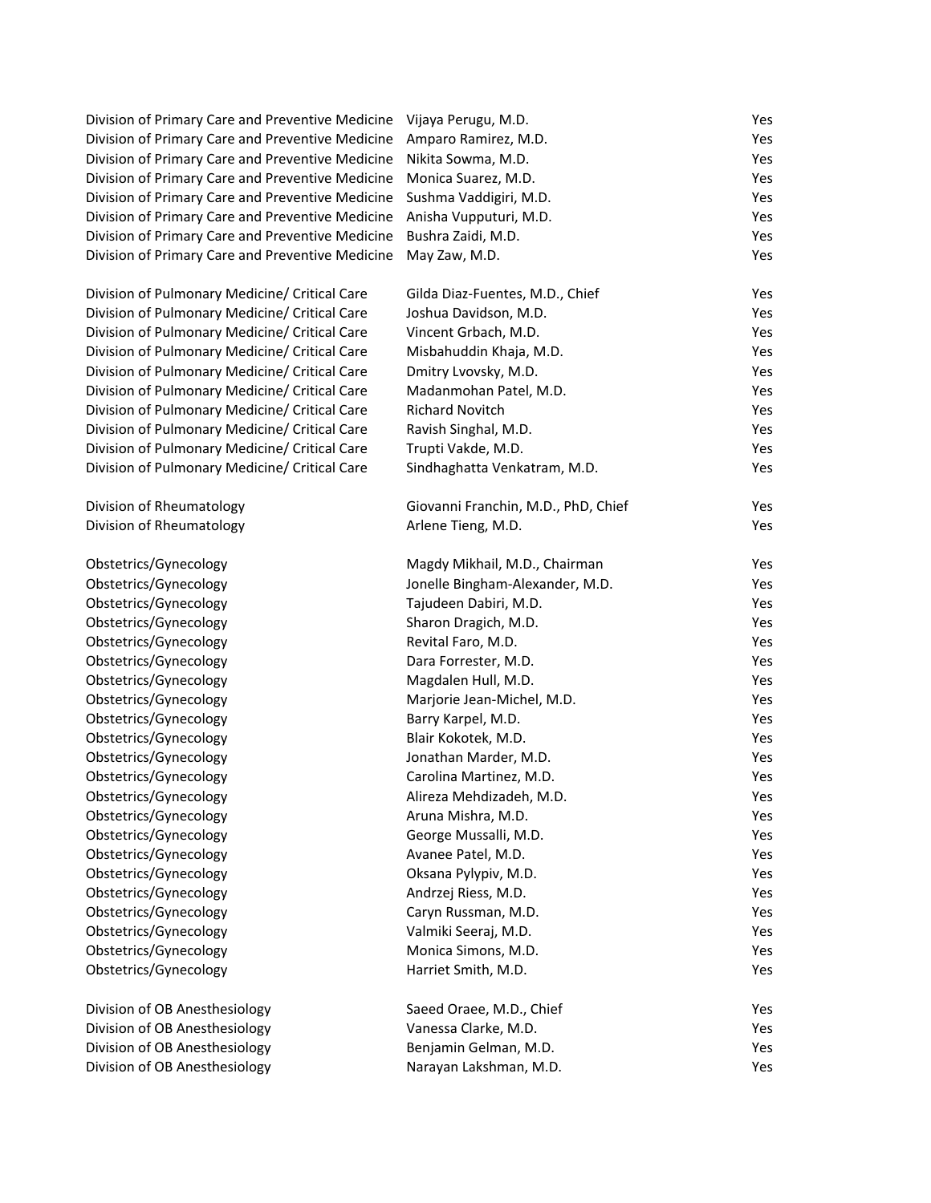| | | |
|---|---|---|
| Division of Primary Care and Preventive Medicine | Vijaya Perugu, M.D. | Yes |
| Division of Primary Care and Preventive Medicine | Amparo Ramirez, M.D. | Yes |
| Division of Primary Care and Preventive Medicine | Nikita Sowma, M.D. | Yes |
| Division of Primary Care and Preventive Medicine | Monica Suarez, M.D. | Yes |
| Division of Primary Care and Preventive Medicine | Sushma Vaddigiri, M.D. | Yes |
| Division of Primary Care and Preventive Medicine | Anisha Vupputuri, M.D. | Yes |
| Division of Primary Care and Preventive Medicine | Bushra Zaidi, M.D. | Yes |
| Division of Primary Care and Preventive Medicine | May Zaw, M.D. | Yes |
| | | |
| Division of Pulmonary Medicine/ Critical Care | Gilda Diaz-Fuentes, M.D., Chief | Yes |
| Division of Pulmonary Medicine/ Critical Care | Joshua Davidson, M.D. | Yes |
| Division of Pulmonary Medicine/ Critical Care | Vincent Grbach, M.D. | Yes |
| Division of Pulmonary Medicine/ Critical Care | Misbahuddin Khaja, M.D. | Yes |
| Division of Pulmonary Medicine/ Critical Care | Dmitry Lvovsky, M.D. | Yes |
| Division of Pulmonary Medicine/ Critical Care | Madanmohan Patel, M.D. | Yes |
| Division of Pulmonary Medicine/ Critical Care | Richard Novitch | Yes |
| Division of Pulmonary Medicine/ Critical Care | Ravish Singhal, M.D. | Yes |
| Division of Pulmonary Medicine/ Critical Care | Trupti Vakde, M.D. | Yes |
| Division of Pulmonary Medicine/ Critical Care | Sindhaghatta Venkatram, M.D. | Yes |
| | | |
| Division of Rheumatology | Giovanni Franchin, M.D., PhD, Chief | Yes |
| Division of Rheumatology | Arlene Tieng, M.D. | Yes |
| | | |
| Obstetrics/Gynecology | Magdy Mikhail, M.D., Chairman | Yes |
| Obstetrics/Gynecology | Jonelle Bingham-Alexander, M.D. | Yes |
| Obstetrics/Gynecology | Tajudeen Dabiri, M.D. | Yes |
| Obstetrics/Gynecology | Sharon Dragich, M.D. | Yes |
| Obstetrics/Gynecology | Revital Faro, M.D. | Yes |
| Obstetrics/Gynecology | Dara Forrester, M.D. | Yes |
| Obstetrics/Gynecology | Magdalen Hull, M.D. | Yes |
| Obstetrics/Gynecology | Marjorie Jean-Michel, M.D. | Yes |
| Obstetrics/Gynecology | Barry Karpel, M.D. | Yes |
| Obstetrics/Gynecology | Blair Kokotek, M.D. | Yes |
| Obstetrics/Gynecology | Jonathan Marder, M.D. | Yes |
| Obstetrics/Gynecology | Carolina Martinez, M.D. | Yes |
| Obstetrics/Gynecology | Alireza Mehdizadeh, M.D. | Yes |
| Obstetrics/Gynecology | Aruna Mishra, M.D. | Yes |
| Obstetrics/Gynecology | George Mussalli, M.D. | Yes |
| Obstetrics/Gynecology | Avanee Patel, M.D. | Yes |
| Obstetrics/Gynecology | Oksana Pylypiv, M.D. | Yes |
| Obstetrics/Gynecology | Andrzej Riess, M.D. | Yes |
| Obstetrics/Gynecology | Caryn Russman, M.D. | Yes |
| Obstetrics/Gynecology | Valmiki Seeraj, M.D. | Yes |
| Obstetrics/Gynecology | Monica Simons, M.D. | Yes |
| Obstetrics/Gynecology | Harriet Smith, M.D. | Yes |
| | | |
| Division of OB Anesthesiology | Saeed Oraee, M.D., Chief | Yes |
| Division of OB Anesthesiology | Vanessa Clarke, M.D. | Yes |
| Division of OB Anesthesiology | Benjamin Gelman, M.D. | Yes |
| Division of OB Anesthesiology | Narayan Lakshman, M.D. | Yes |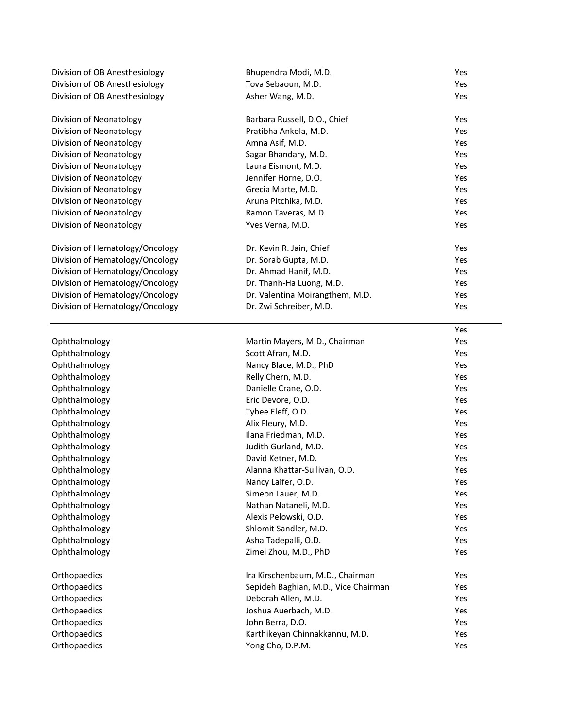| | | |
|---|---|---|
| Division of OB Anesthesiology | Bhupendra Modi, M.D. | Yes |
| Division of OB Anesthesiology | Tova Sebaoun, M.D. | Yes |
| Division of OB Anesthesiology | Asher Wang, M.D. | Yes |
| | | |
| Division of Neonatology | Barbara Russell, D.O., Chief | Yes |
| Division of Neonatology | Pratibha Ankola, M.D. | Yes |
| Division of Neonatology | Amna Asif, M.D. | Yes |
| Division of Neonatology | Sagar Bhandary, M.D. | Yes |
| Division of Neonatology | Laura Eismont, M.D. | Yes |
| Division of Neonatology | Jennifer Horne, D.O. | Yes |
| Division of Neonatology | Grecia Marte, M.D. | Yes |
| Division of Neonatology | Aruna Pitchika, M.D. | Yes |
| Division of Neonatology | Ramon Taveras, M.D. | Yes |
| Division of Neonatology | Yves Verna, M.D. | Yes |
| | | |
| Division of Hematology/Oncology | Dr. Kevin R. Jain, Chief | Yes |
| Division of Hematology/Oncology | Dr. Sorab Gupta, M.D. | Yes |
| Division of Hematology/Oncology | Dr. Ahmad Hanif, M.D. | Yes |
| Division of Hematology/Oncology | Dr. Thanh-Ha Luong, M.D. | Yes |
| Division of Hematology/Oncology | Dr. Valentina Moirangthem, M.D. | Yes |
| Division of Hematology/Oncology | Dr. Zwi Schreiber, M.D. | Yes |

---

| | | |
|---|---|---|
| | | Yes |
| Ophthalmology | Martin Mayers, M.D., Chairman | Yes |
| Ophthalmology | Scott Afran, M.D. | Yes |
| Ophthalmology | Nancy Blace, M.D., PhD | Yes |
| Ophthalmology | Relly Chern, M.D. | Yes |
| Ophthalmology | Danielle Crane, O.D. | Yes |
| Ophthalmology | Eric Devore, O.D. | Yes |
| Ophthalmology | Tybee Eleff, O.D. | Yes |
| Ophthalmology | Alix Fleury, M.D. | Yes |
| Ophthalmology | Ilana Friedman, M.D. | Yes |
| Ophthalmology | Judith Gurland, M.D. | Yes |
| Ophthalmology | David Ketner, M.D. | Yes |
| Ophthalmology | Alanna Khattar-Sullivan, O.D. | Yes |
| Ophthalmology | Nancy Laifer, O.D. | Yes |
| Ophthalmology | Simeon Lauer, M.D. | Yes |
| Ophthalmology | Nathan Nataneli, M.D. | Yes |
| Ophthalmology | Alexis Pelowski, O.D. | Yes |
| Ophthalmology | Shlomit Sandler, M.D. | Yes |
| Ophthalmology | Asha Tadepalli, O.D. | Yes |
| Ophthalmology | Zimei Zhou, M.D., PhD | Yes |
| | | |
| Orthopaedics | Ira Kirschenbaum, M.D., Chairman | Yes |
| Orthopaedics | Sepideh Baghian, M.D., Vice Chairman | Yes |
| Orthopaedics | Deborah Allen, M.D. | Yes |
| Orthopaedics | Joshua Auerbach, M.D. | Yes |
| Orthopaedics | John Berra, D.O. | Yes |
| Orthopaedics | Karthikeyan Chinnakkannu, M.D. | Yes |
| Orthopaedics | Yong Cho, D.P.M. | Yes |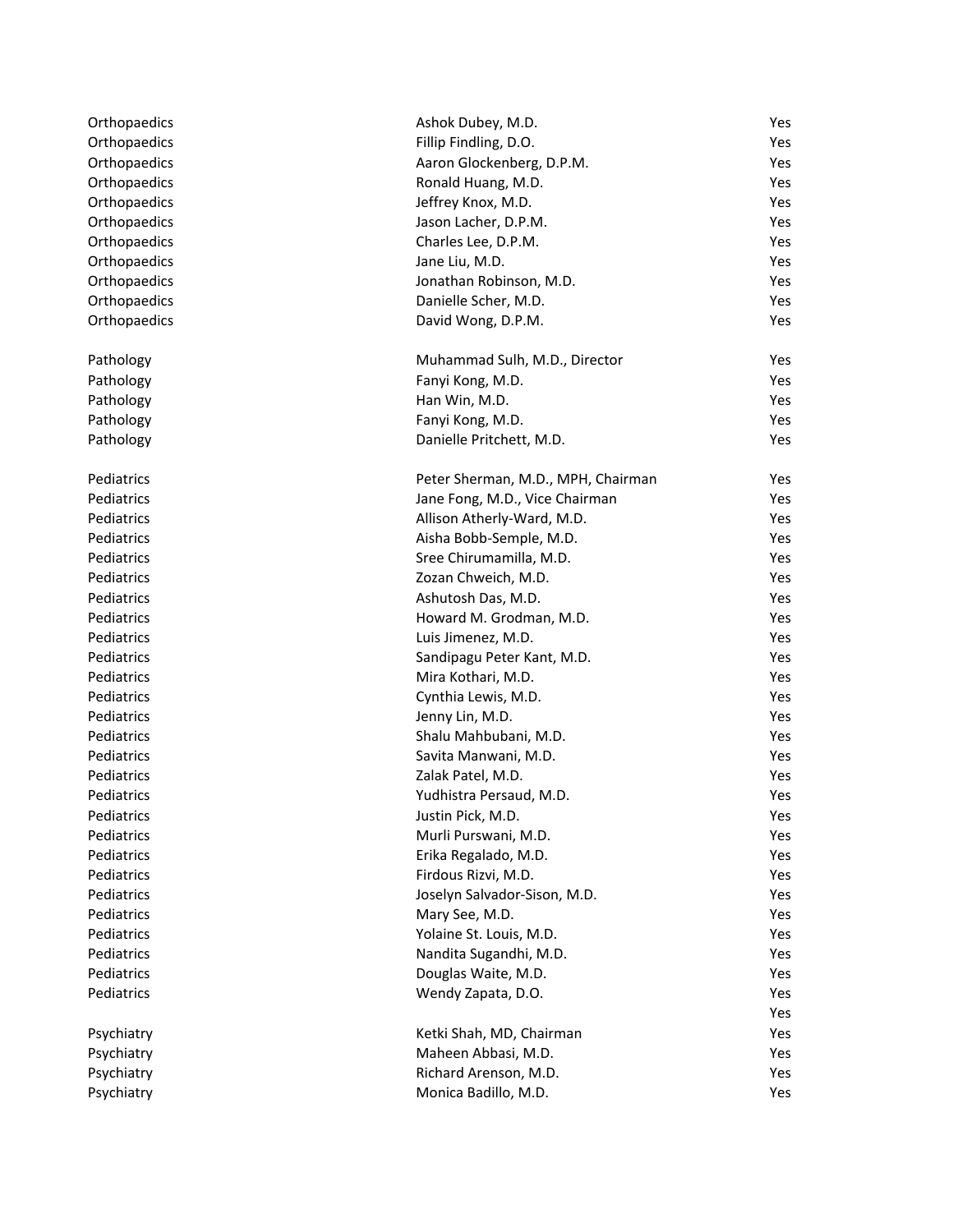| | | |
|---|---|---|
| Orthopaedics | Ashok Dubey, M.D. | Yes |
| Orthopaedics | Fillip Findling, D.O. | Yes |
| Orthopaedics | Aaron Glockenberg, D.P.M. | Yes |
| Orthopaedics | Ronald Huang, M.D. | Yes |
| Orthopaedics | Jeffrey Knox, M.D. | Yes |
| Orthopaedics | Jason Lacher, D.P.M. | Yes |
| Orthopaedics | Charles Lee, D.P.M. | Yes |
| Orthopaedics | Jane Liu, M.D. | Yes |
| Orthopaedics | Jonathan Robinson, M.D. | Yes |
| Orthopaedics | Danielle Scher, M.D. | Yes |
| Orthopaedics | David Wong, D.P.M. | Yes |
| | | |
| Pathology | Muhammad Sulh, M.D., Director | Yes |
| Pathology | Fanyi Kong, M.D. | Yes |
| Pathology | Han Win, M.D. | Yes |
| Pathology | Fanyi Kong, M.D. | Yes |
| Pathology | Danielle Pritchett, M.D. | Yes |
| | | |
| Pediatrics | Peter Sherman, M.D., MPH, Chairman | Yes |
| Pediatrics | Jane Fong, M.D., Vice Chairman | Yes |
| Pediatrics | Allison Atherly-Ward, M.D. | Yes |
| Pediatrics | Aisha Bobb-Semple, M.D. | Yes |
| Pediatrics | Sree Chirumamilla, M.D. | Yes |
| Pediatrics | Zozan Chweich, M.D. | Yes |
| Pediatrics | Ashutosh Das, M.D. | Yes |
| Pediatrics | Howard M. Grodman, M.D. | Yes |
| Pediatrics | Luis Jimenez, M.D. | Yes |
| Pediatrics | Sandipagu Peter Kant, M.D. | Yes |
| Pediatrics | Mira Kothari, M.D. | Yes |
| Pediatrics | Cynthia Lewis, M.D. | Yes |
| Pediatrics | Jenny Lin, M.D. | Yes |
| Pediatrics | Shalu Mahbubani, M.D. | Yes |
| Pediatrics | Savita Manwani, M.D. | Yes |
| Pediatrics | Zalak Patel, M.D. | Yes |
| Pediatrics | Yudhistra Persaud, M.D. | Yes |
| Pediatrics | Justin Pick, M.D. | Yes |
| Pediatrics | Murli Purswani, M.D. | Yes |
| Pediatrics | Erika Regalado, M.D. | Yes |
| Pediatrics | Firdous Rizvi, M.D. | Yes |
| Pediatrics | Joselyn Salvador-Sison, M.D. | Yes |
| Pediatrics | Mary See, M.D. | Yes |
| Pediatrics | Yolaine St. Louis, M.D. | Yes |
| Pediatrics | Nandita Sugandhi, M.D. | Yes |
| Pediatrics | Douglas Waite, M.D. | Yes |
| Pediatrics | Wendy Zapata, D.O. | Yes |
| | | Yes |
| Psychiatry | Ketki Shah, MD, Chairman | Yes |
| Psychiatry | Maheen Abbasi, M.D. | Yes |
| Psychiatry | Richard Arenson, M.D. | Yes |
| Psychiatry | Monica Badillo, M.D. | Yes |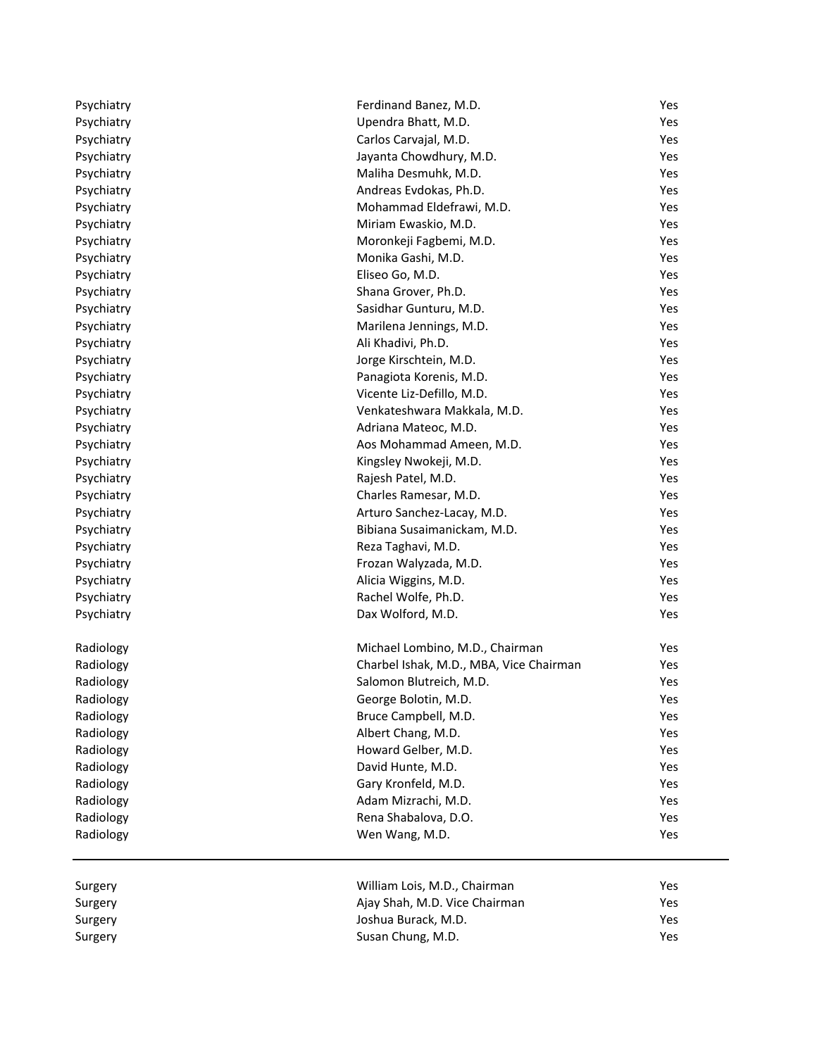| | | |
|---|---|---|
| Psychiatry | Ferdinand Banez, M.D. | Yes |
| Psychiatry | Upendra Bhatt, M.D. | Yes |
| Psychiatry | Carlos Carvajal, M.D. | Yes |
| Psychiatry | Jayanta Chowdhury, M.D. | Yes |
| Psychiatry | Maliha Desmuhk, M.D. | Yes |
| Psychiatry | Andreas Evdokas, Ph.D. | Yes |
| Psychiatry | Mohammad Eldefrawi, M.D. | Yes |
| Psychiatry | Miriam Ewaskio, M.D. | Yes |
| Psychiatry | Moronkeji Fagbemi, M.D. | Yes |
| Psychiatry | Monika Gashi, M.D. | Yes |
| Psychiatry | Eliseo Go, M.D. | Yes |
| Psychiatry | Shana Grover, Ph.D. | Yes |
| Psychiatry | Sasidhar Gunturu, M.D. | Yes |
| Psychiatry | Marilena Jennings, M.D. | Yes |
| Psychiatry | Ali Khadivi, Ph.D. | Yes |
| Psychiatry | Jorge Kirschtein, M.D. | Yes |
| Psychiatry | Panagiota Korenis, M.D. | Yes |
| Psychiatry | Vicente Liz-Defillo, M.D. | Yes |
| Psychiatry | Venkateshwara Makkala, M.D. | Yes |
| Psychiatry | Adriana Mateoc, M.D. | Yes |
| Psychiatry | Aos Mohammad Ameen, M.D. | Yes |
| Psychiatry | Kingsley Nwokeji, M.D. | Yes |
| Psychiatry | Rajesh Patel, M.D. | Yes |
| Psychiatry | Charles Ramesar, M.D. | Yes |
| Psychiatry | Arturo Sanchez-Lacay, M.D. | Yes |
| Psychiatry | Bibiana Susaimanickam, M.D. | Yes |
| Psychiatry | Reza Taghavi, M.D. | Yes |
| Psychiatry | Frozan Walyzada, M.D. | Yes |
| Psychiatry | Alicia Wiggins, M.D. | Yes |
| Psychiatry | Rachel Wolfe, Ph.D. | Yes |
| Psychiatry | Dax Wolford, M.D. | Yes |
| | | |
| Radiology | Michael Lombino, M.D., Chairman | Yes |
| Radiology | Charbel Ishak, M.D., MBA, Vice Chairman | Yes |
| Radiology | Salomon Blutreich, M.D. | Yes |
| Radiology | George Bolotin, M.D. | Yes |
| Radiology | Bruce Campbell, M.D. | Yes |
| Radiology | Albert Chang, M.D. | Yes |
| Radiology | Howard Gelber, M.D. | Yes |
| Radiology | David Hunte, M.D. | Yes |
| Radiology | Gary Kronfeld, M.D. | Yes |
| Radiology | Adam Mizrachi, M.D. | Yes |
| Radiology | Rena Shabalova, D.O. | Yes |
| Radiology | Wen Wang, M.D. | Yes |

---

| | | |
|---|---|---|
| Surgery | William Lois, M.D., Chairman | Yes |
| Surgery | Ajay Shah, M.D. Vice Chairman | Yes |
| Surgery | Joshua Burack, M.D. | Yes |
| Surgery | Susan Chung, M.D. | Yes |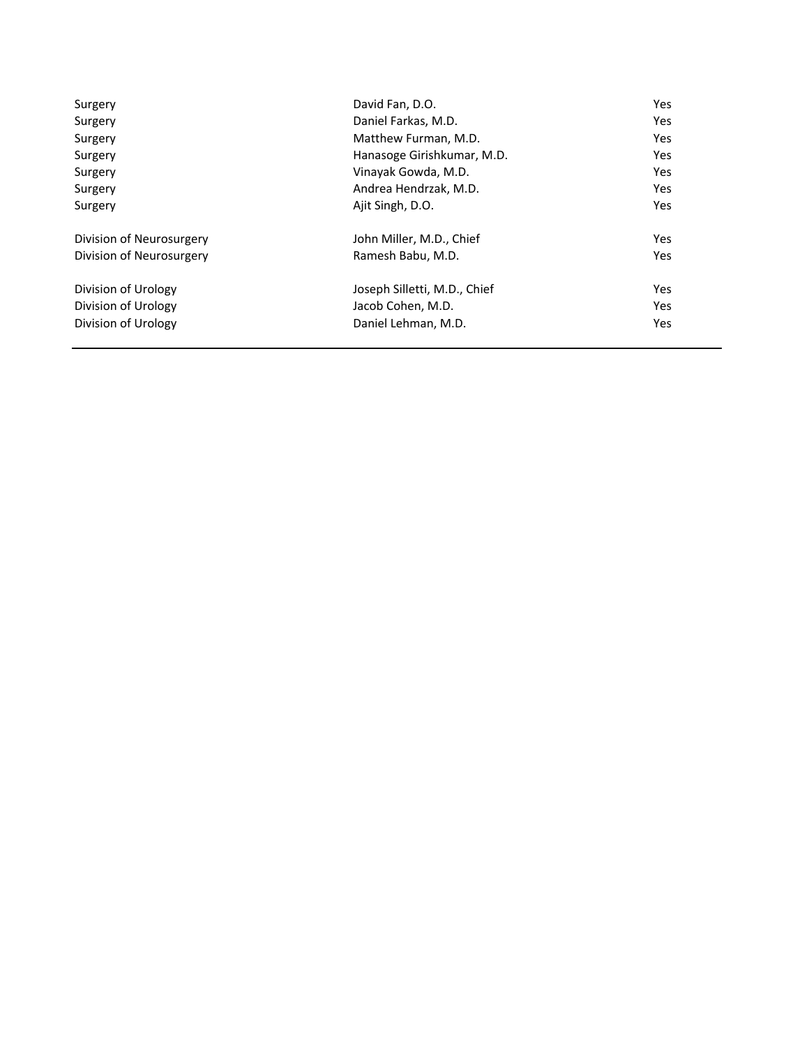| | | |
|---|---|---|
| Surgery | David Fan, D.O. | Yes |
| Surgery | Daniel Farkas, M.D. | Yes |
| Surgery | Matthew Furman, M.D. | Yes |
| Surgery | Hanasoge Girishkumar, M.D. | Yes |
| Surgery | Vinayak Gowda, M.D. | Yes |
| Surgery | Andrea Hendrzak, M.D. | Yes |
| Surgery | Ajit Singh, D.O. | Yes |
| | | |
| Division of Neurosurgery | John Miller, M.D., Chief | Yes |
| Division of Neurosurgery | Ramesh Babu, M.D. | Yes |
| | | |
| Division of Urology | Joseph Silletti, M.D., Chief | Yes |
| Division of Urology | Jacob Cohen, M.D. | Yes |
| Division of Urology | Daniel Lehman, M.D. | Yes |